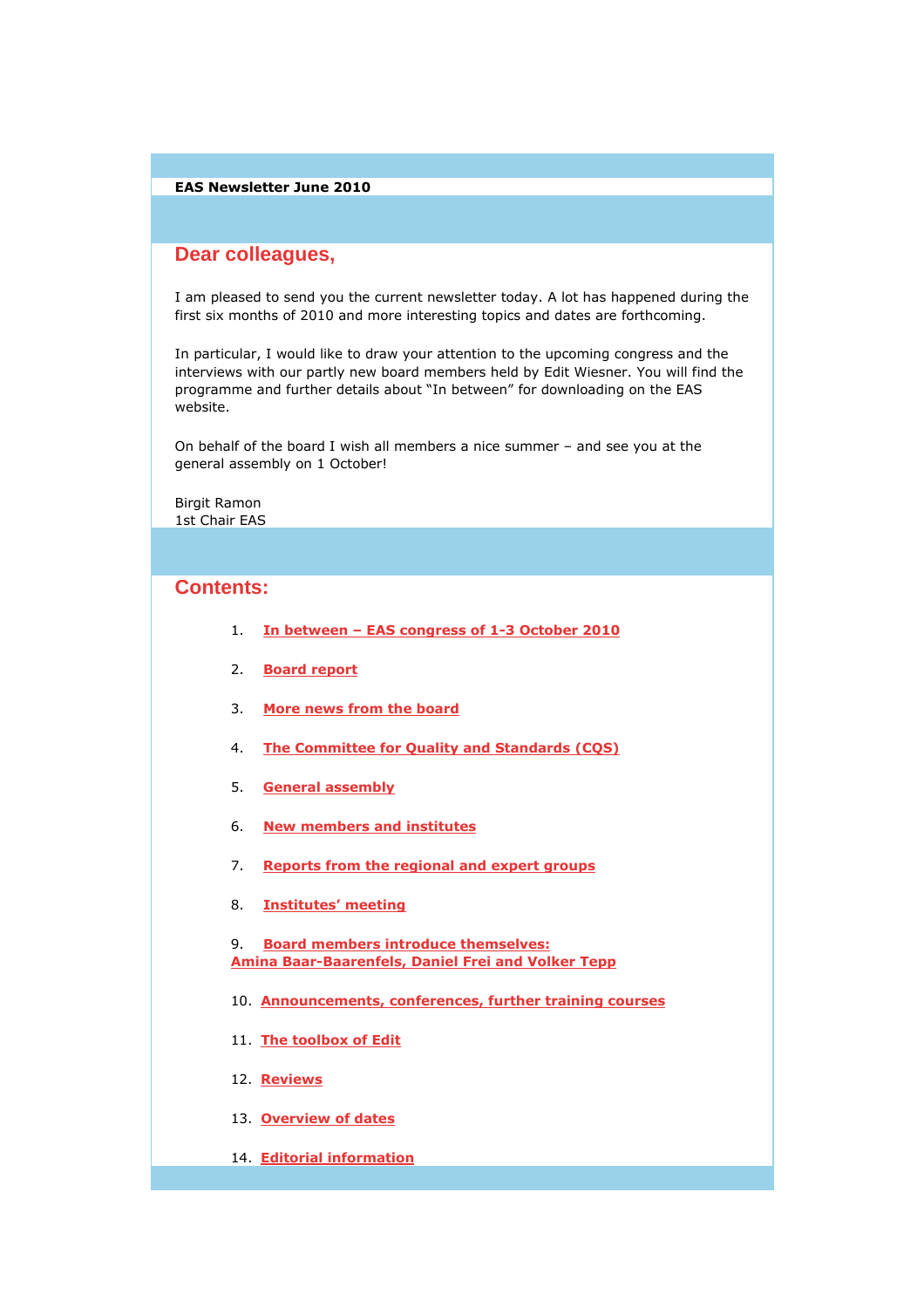**EAS Newsletter June 2010**

## Dear colleagues,

I am pleased to send you the current newsletter today. A lot has happened during the first six months of 2010 and more interesting topics and dates are forthcoming.

In particular, I would like to draw your attention to the upcoming congress and the interviews with our partly new board members held by Edit Wiesner. You will find the programme and further details about "In between" for downloading on the EAS website.

On behalf of the board I wish all members a nice summer – and see you at the general assembly on 1 October!

Birgit Ramon
1st Chair EAS

## Contents:

1. **In between – EAS congress of 1-3 October 2010**
2. **Board report**
3. **More news from the board**
4. **The Committee for Quality and Standards (CQS)**
5. **General assembly**
6. **New members and institutes**
7. **Reports from the regional and expert groups**
8. **Institutes' meeting**
9. **Board members introduce themselves: Amina Baar-Baarenfels, Daniel Frei and Volker Tepp**
10. **Announcements, conferences, further training courses**
11. **The toolbox of Edit**
12. **Reviews**
13. **Overview of dates**
14. **Editorial information**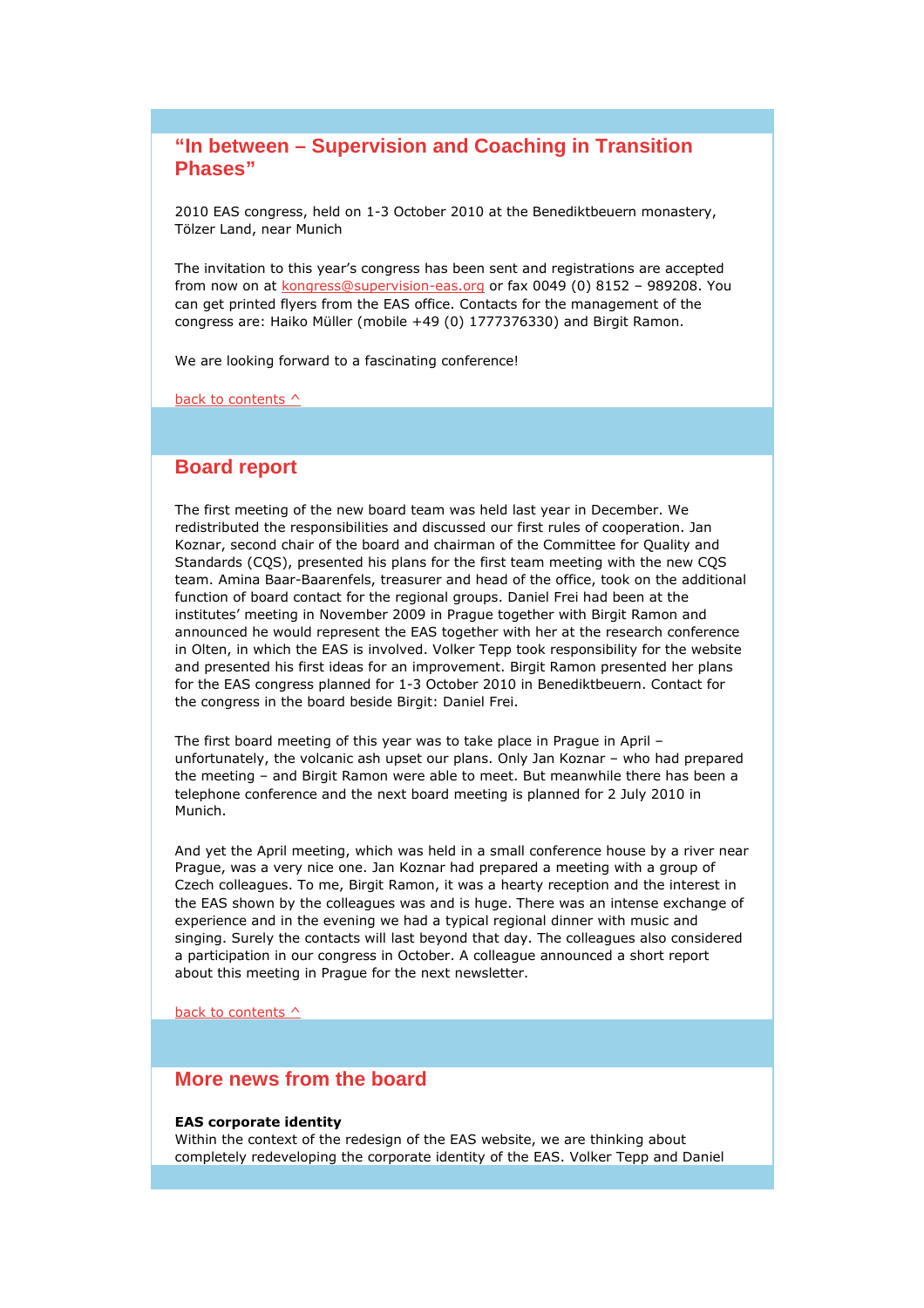## “In between – Supervision and Coaching in Transition Phases”

2010 EAS congress, held on 1-3 October 2010 at the Benediktbeuern monastery, Tölzer Land, near Munich

The invitation to this year’s congress has been sent and registrations are accepted from now on at kongress@supervision-eas.org or fax 0049 (0) 8152 – 989208. You can get printed flyers from the EAS office. Contacts for the management of the congress are: Haiko Müller (mobile +49 (0) 1777376330) and Birgit Ramon.

We are looking forward to a fascinating conference!

back to contents ^

## Board report

The first meeting of the new board team was held last year in December. We redistributed the responsibilities and discussed our first rules of cooperation. Jan Koznar, second chair of the board and chairman of the Committee for Quality and Standards (CQS), presented his plans for the first team meeting with the new CQS team. Amina Baar-Baarenfels, treasurer and head of the office, took on the additional function of board contact for the regional groups. Daniel Frei had been at the institutes’ meeting in November 2009 in Prague together with Birgit Ramon and announced he would represent the EAS together with her at the research conference in Olten, in which the EAS is involved. Volker Tepp took responsibility for the website and presented his first ideas for an improvement. Birgit Ramon presented her plans for the EAS congress planned for 1-3 October 2010 in Benediktbeuern. Contact for the congress in the board beside Birgit: Daniel Frei.

The first board meeting of this year was to take place in Prague in April – unfortunately, the volcanic ash upset our plans. Only Jan Koznar – who had prepared the meeting – and Birgit Ramon were able to meet. But meanwhile there has been a telephone conference and the next board meeting is planned for 2 July 2010 in Munich.

And yet the April meeting, which was held in a small conference house by a river near Prague, was a very nice one. Jan Koznar had prepared a meeting with a group of Czech colleagues. To me, Birgit Ramon, it was a hearty reception and the interest in the EAS shown by the colleagues was and is huge. There was an intense exchange of experience and in the evening we had a typical regional dinner with music and singing. Surely the contacts will last beyond that day. The colleagues also considered a participation in our congress in October. A colleague announced a short report about this meeting in Prague for the next newsletter.

back to contents ^

## More news from the board

**EAS corporate identity**
Within the context of the redesign of the EAS website, we are thinking about completely redeveloping the corporate identity of the EAS. Volker Tepp and Daniel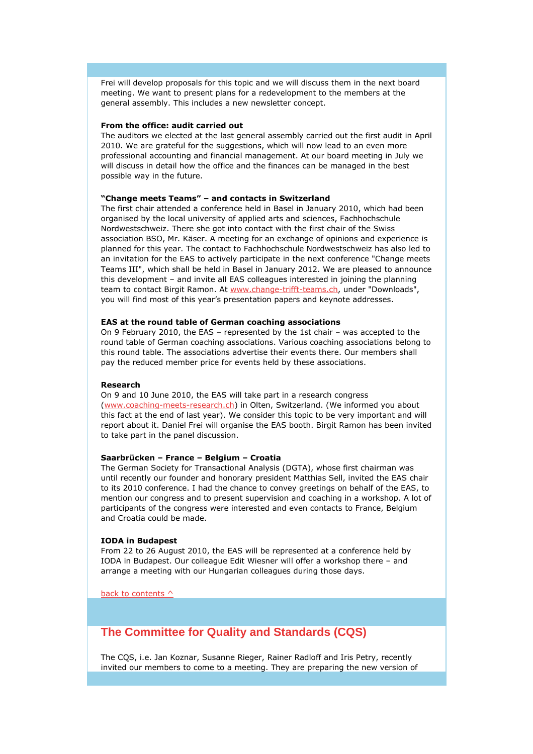Frei will develop proposals for this topic and we will discuss them in the next board meeting. We want to present plans for a redevelopment to the members at the general assembly. This includes a new newsletter concept.

**From the office: audit carried out**

The auditors we elected at the last general assembly carried out the first audit in April 2010. We are grateful for the suggestions, which will now lead to an even more professional accounting and financial management. At our board meeting in July we will discuss in detail how the office and the finances can be managed in the best possible way in the future.

**"Change meets Teams" – and contacts in Switzerland**

The first chair attended a conference held in Basel in January 2010, which had been organised by the local university of applied arts and sciences, Fachhochschule Nordwestschweiz. There she got into contact with the first chair of the Swiss association BSO, Mr. Käser. A meeting for an exchange of opinions and experience is planned for this year. The contact to Fachhochschule Nordwestschweiz has also led to an invitation for the EAS to actively participate in the next conference "Change meets Teams III", which shall be held in Basel in January 2012. We are pleased to announce this development – and invite all EAS colleagues interested in joining the planning team to contact Birgit Ramon. At www.change-trifft-teams.ch, under "Downloads", you will find most of this year's presentation papers and keynote addresses.

**EAS at the round table of German coaching associations**

On 9 February 2010, the EAS – represented by the 1st chair – was accepted to the round table of German coaching associations. Various coaching associations belong to this round table. The associations advertise their events there. Our members shall pay the reduced member price for events held by these associations.

**Research**

On 9 and 10 June 2010, the EAS will take part in a research congress (www.coaching-meets-research.ch) in Olten, Switzerland. (We informed you about this fact at the end of last year). We consider this topic to be very important and will report about it. Daniel Frei will organise the EAS booth. Birgit Ramon has been invited to take part in the panel discussion.

**Saarbrücken – France – Belgium – Croatia**

The German Society for Transactional Analysis (DGTA), whose first chairman was until recently our founder and honorary president Matthias Sell, invited the EAS chair to its 2010 conference. I had the chance to convey greetings on behalf of the EAS, to mention our congress and to present supervision and coaching in a workshop. A lot of participants of the congress were interested and even contacts to France, Belgium and Croatia could be made.

**IODA in Budapest**

From 22 to 26 August 2010, the EAS will be represented at a conference held by IODA in Budapest. Our colleague Edit Wiesner will offer a workshop there – and arrange a meeting with our Hungarian colleagues during those days.

back to contents ^

## The Committee for Quality and Standards (CQS)

The CQS, i.e. Jan Koznar, Susanne Rieger, Rainer Radloff and Iris Petry, recently invited our members to come to a meeting. They are preparing the new version of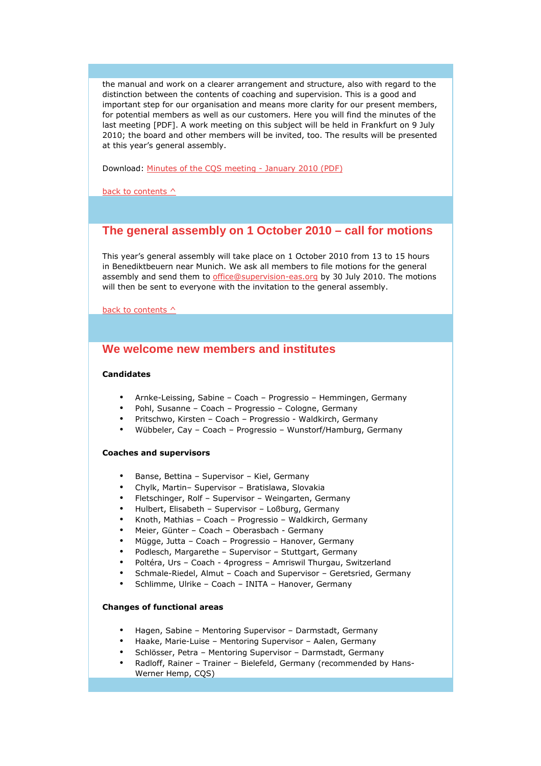the manual and work on a clearer arrangement and structure, also with regard to the distinction between the contents of coaching and supervision. This is a good and important step for our organisation and means more clarity for our present members, for potential members as well as our customers. Here you will find the minutes of the last meeting [PDF]. A work meeting on this subject will be held in Frankfurt on 9 July 2010; the board and other members will be invited, too. The results will be presented at this year's general assembly.

Download: Minutes of the CQS meeting - January 2010 (PDF)

back to contents ^

## The general assembly on 1 October 2010 – call for motions

This year's general assembly will take place on 1 October 2010 from 13 to 15 hours in Benediktbeuern near Munich. We ask all members to file motions for the general assembly and send them to office@supervision-eas.org by 30 July 2010. The motions will then be sent to everyone with the invitation to the general assembly.

back to contents ^

## We welcome new members and institutes

**Candidates**

- Arnke-Leissing, Sabine – Coach – Progressio – Hemmingen, Germany
- Pohl, Susanne – Coach – Progressio – Cologne, Germany
- Pritschwo, Kirsten – Coach – Progressio - Waldkirch, Germany
- Wübbeler, Cay – Coach – Progressio – Wunstorf/Hamburg, Germany

**Coaches and supervisors**

- Banse, Bettina – Supervisor – Kiel, Germany
- Chylk, Martin– Supervisor – Bratislawa, Slovakia
- Fletschinger, Rolf – Supervisor – Weingarten, Germany
- Hulbert, Elisabeth – Supervisor – Loßburg, Germany
- Knoth, Mathias – Coach – Progressio – Waldkirch, Germany
- Meier, Günter – Coach – Oberasbach - Germany
- Mügge, Jutta – Coach – Progressio – Hanover, Germany
- Podlesch, Margarethe – Supervisor – Stuttgart, Germany
- Poltéra, Urs – Coach - 4progress – Amriswil Thurgau, Switzerland
- Schmale-Riedel, Almut – Coach and Supervisor – Geretsried, Germany
- Schlimme, Ulrike – Coach – INITA – Hanover, Germany

**Changes of functional areas**

- Hagen, Sabine – Mentoring Supervisor – Darmstadt, Germany
- Haake, Marie-Luise – Mentoring Supervisor – Aalen, Germany
- Schlösser, Petra – Mentoring Supervisor – Darmstadt, Germany
- Radloff, Rainer – Trainer – Bielefeld, Germany (recommended by Hans-Werner Hemp, CQS)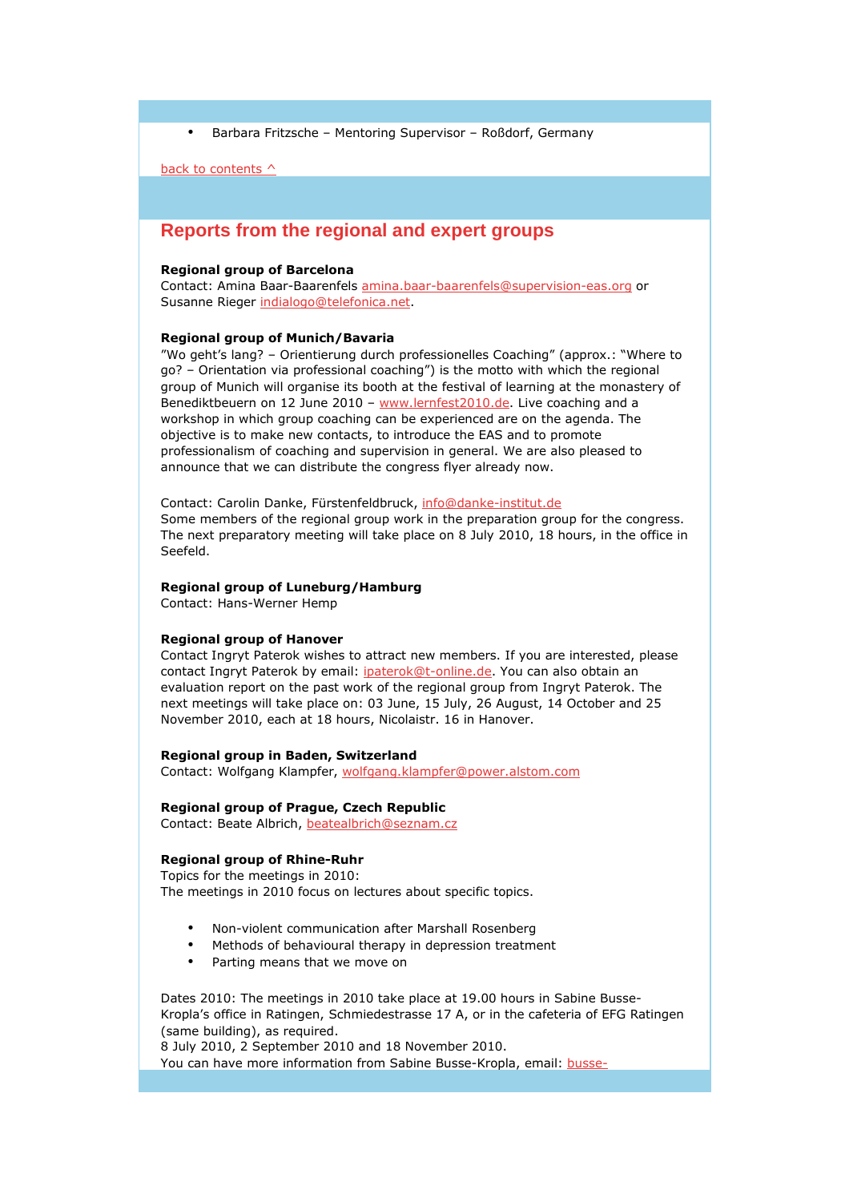- Barbara Fritzsche – Mentoring Supervisor – Roßdorf, Germany

back to contents ^

## Reports from the regional and expert groups

**Regional group of Barcelona**
Contact: Amina Baar-Baarenfels amina.baar-baarenfels@supervision-eas.org or Susanne Rieger indialogo@telefonica.net.

**Regional group of Munich/Bavaria**
"Wo geht's lang? – Orientierung durch professionelles Coaching" (approx.: "Where to go? – Orientation via professional coaching") is the motto with which the regional group of Munich will organise its booth at the festival of learning at the monastery of Benediktbeuern on 12 June 2010 – www.lernfest2010.de. Live coaching and a workshop in which group coaching can be experienced are on the agenda. The objective is to make new contacts, to introduce the EAS and to promote professionalism of coaching and supervision in general. We are also pleased to announce that we can distribute the congress flyer already now.

Contact: Carolin Danke, Fürstenfeldbruck, info@danke-institut.de
Some members of the regional group work in the preparation group for the congress. The next preparatory meeting will take place on 8 July 2010, 18 hours, in the office in Seefeld.

**Regional group of Luneburg/Hamburg**
Contact: Hans-Werner Hemp

**Regional group of Hanover**
Contact Ingryt Paterok wishes to attract new members. If you are interested, please contact Ingryt Paterok by email: ipaterok@t-online.de. You can also obtain an evaluation report on the past work of the regional group from Ingryt Paterok. The next meetings will take place on: 03 June, 15 July, 26 August, 14 October and 25 November 2010, each at 18 hours, Nicolaistr. 16 in Hanover.

**Regional group in Baden, Switzerland**
Contact: Wolfgang Klampfer, wolfgang.klampfer@power.alstom.com

**Regional group of Prague, Czech Republic**
Contact: Beate Albrich, beatealbrich@seznam.cz

**Regional group of Rhine-Ruhr**
Topics for the meetings in 2010:
The meetings in 2010 focus on lectures about specific topics.

- Non-violent communication after Marshall Rosenberg
- Methods of behavioural therapy in depression treatment
- Parting means that we move on

Dates 2010: The meetings in 2010 take place at 19.00 hours in Sabine Busse-Kropla's office in Ratingen, Schmiedestrasse 17 A, or in the cafeteria of EFG Ratingen (same building), as required.
8 July 2010, 2 September 2010 and 18 November 2010.
You can have more information from Sabine Busse-Kropla, email: busse-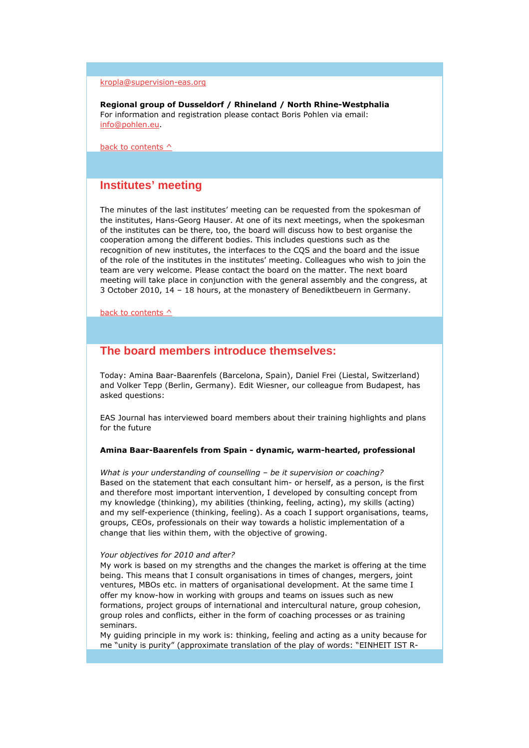kropla@supervision-eas.org

**Regional group of Dusseldorf / Rhineland / North Rhine-Westphalia**
For information and registration please contact Boris Pohlen via email: info@pohlen.eu.

back to contents ^

## Institutes' meeting

The minutes of the last institutes' meeting can be requested from the spokesman of the institutes, Hans-Georg Hauser. At one of its next meetings, when the spokesman of the institutes can be there, too, the board will discuss how to best organise the cooperation among the different bodies. This includes questions such as the recognition of new institutes, the interfaces to the CQS and the board and the issue of the role of the institutes in the institutes' meeting. Colleagues who wish to join the team are very welcome. Please contact the board on the matter. The next board meeting will take place in conjunction with the general assembly and the congress, at 3 October 2010, 14 – 18 hours, at the monastery of Benediktbeuern in Germany.

back to contents ^

## The board members introduce themselves:

Today: Amina Baar-Baarenfels (Barcelona, Spain), Daniel Frei (Liestal, Switzerland) and Volker Tepp (Berlin, Germany). Edit Wiesner, our colleague from Budapest, has asked questions:

EAS Journal has interviewed board members about their training highlights and plans for the future

**Amina Baar-Baarenfels from Spain - dynamic, warm-hearted, professional**

*What is your understanding of counselling – be it supervision or coaching?*
Based on the statement that each consultant him- or herself, as a person, is the first and therefore most important intervention, I developed by consulting concept from my knowledge (thinking), my abilities (thinking, feeling, acting), my skills (acting) and my self-experience (thinking, feeling). As a coach I support organisations, teams, groups, CEOs, professionals on their way towards a holistic implementation of a change that lies within them, with the objective of growing.

*Your objectives for 2010 and after?*
My work is based on my strengths and the changes the market is offering at the time being. This means that I consult organisations in times of changes, mergers, joint ventures, MBOs etc. in matters of organisational development. At the same time I offer my know-how in working with groups and teams on issues such as new formations, project groups of international and intercultural nature, group cohesion, group roles and conflicts, either in the form of coaching processes or as training seminars.
My guiding principle in my work is: thinking, feeling and acting as a unity because for me "unity is purity" (approximate translation of the play of words: "EINHEIT IST R-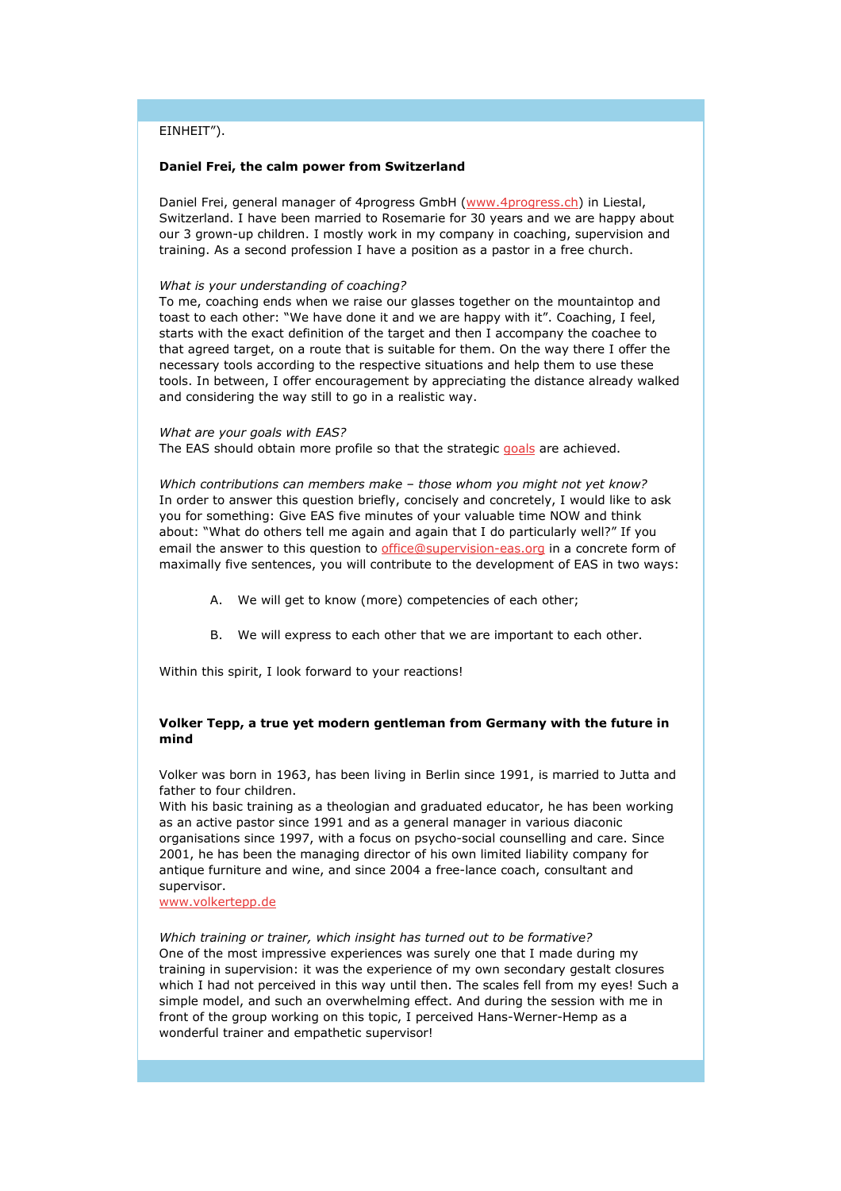EINHEIT").

**Daniel Frei, the calm power from Switzerland**

Daniel Frei, general manager of 4progress GmbH (www.4progress.ch) in Liestal, Switzerland. I have been married to Rosemarie for 30 years and we are happy about our 3 grown-up children. I mostly work in my company in coaching, supervision and training. As a second profession I have a position as a pastor in a free church.

*What is your understanding of coaching?*
To me, coaching ends when we raise our glasses together on the mountaintop and toast to each other: "We have done it and we are happy with it". Coaching, I feel, starts with the exact definition of the target and then I accompany the coachee to that agreed target, on a route that is suitable for them. On the way there I offer the necessary tools according to the respective situations and help them to use these tools. In between, I offer encouragement by appreciating the distance already walked and considering the way still to go in a realistic way.

*What are your goals with EAS?*
The EAS should obtain more profile so that the strategic goals are achieved.

*Which contributions can members make – those whom you might not yet know?*
In order to answer this question briefly, concisely and concretely, I would like to ask you for something: Give EAS five minutes of your valuable time NOW and think about: "What do others tell me again and again that I do particularly well?" If you email the answer to this question to office@supervision-eas.org in a concrete form of maximally five sentences, you will contribute to the development of EAS in two ways:

A. We will get to know (more) competencies of each other;

B. We will express to each other that we are important to each other.

Within this spirit, I look forward to your reactions!

**Volker Tepp, a true yet modern gentleman from Germany with the future in mind**

Volker was born in 1963, has been living in Berlin since 1991, is married to Jutta and father to four children.
With his basic training as a theologian and graduated educator, he has been working as an active pastor since 1991 and as a general manager in various diaconic organisations since 1997, with a focus on psycho-social counselling and care. Since 2001, he has been the managing director of his own limited liability company for antique furniture and wine, and since 2004 a free-lance coach, consultant and supervisor.
www.volkertepp.de

*Which training or trainer, which insight has turned out to be formative?*
One of the most impressive experiences was surely one that I made during my training in supervision: it was the experience of my own secondary gestalt closures which I had not perceived in this way until then. The scales fell from my eyes! Such a simple model, and such an overwhelming effect. And during the session with me in front of the group working on this topic, I perceived Hans-Werner-Hemp as a wonderful trainer and empathetic supervisor!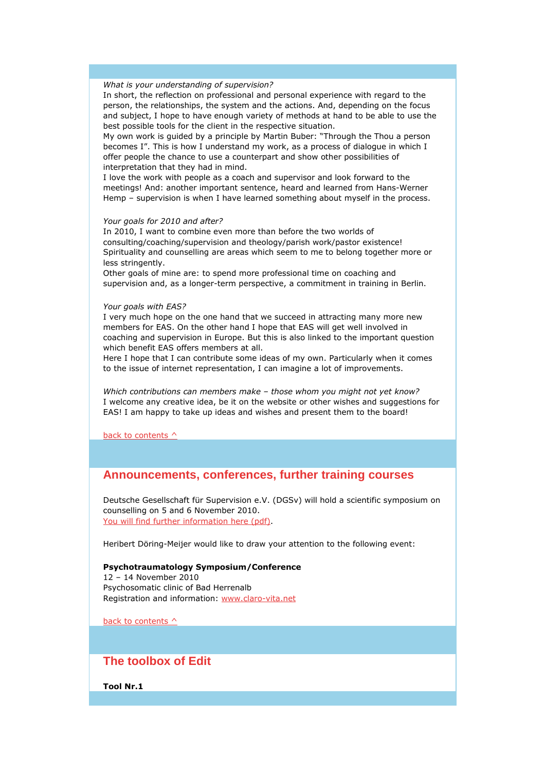*What is your understanding of supervision?*
In short, the reflection on professional and personal experience with regard to the person, the relationships, the system and the actions. And, depending on the focus and subject, I hope to have enough variety of methods at hand to be able to use the best possible tools for the client in the respective situation.
My own work is guided by a principle by Martin Buber: "Through the Thou a person becomes I". This is how I understand my work, as a process of dialogue in which I offer people the chance to use a counterpart and show other possibilities of interpretation that they had in mind.
I love the work with people as a coach and supervisor and look forward to the meetings! And: another important sentence, heard and learned from Hans-Werner Hemp – supervision is when I have learned something about myself in the process.

*Your goals for 2010 and after?*
In 2010, I want to combine even more than before the two worlds of consulting/coaching/supervision and theology/parish work/pastor existence! Spirituality and counselling are areas which seem to me to belong together more or less stringently.
Other goals of mine are: to spend more professional time on coaching and supervision and, as a longer-term perspective, a commitment in training in Berlin.

*Your goals with EAS?*
I very much hope on the one hand that we succeed in attracting many more new members for EAS. On the other hand I hope that EAS will get well involved in coaching and supervision in Europe. But this is also linked to the important question which benefit EAS offers members at all.
Here I hope that I can contribute some ideas of my own. Particularly when it comes to the issue of internet representation, I can imagine a lot of improvements.

*Which contributions can members make – those whom you might not yet know?*
I welcome any creative idea, be it on the website or other wishes and suggestions for EAS! I am happy to take up ideas and wishes and present them to the board!

back to contents ^

## Announcements, conferences, further training courses

Deutsche Gesellschaft für Supervision e.V. (DGSv) will hold a scientific symposium on counselling on 5 and 6 November 2010.
You will find further information here (pdf).

Heribert Döring-Meijer would like to draw your attention to the following event:

**Psychotraumatology Symposium/Conference**
12 – 14 November 2010
Psychosomatic clinic of Bad Herrenalb
Registration and information: www.claro-vita.net

back to contents ^

## The toolbox of Edit

**Tool Nr.1**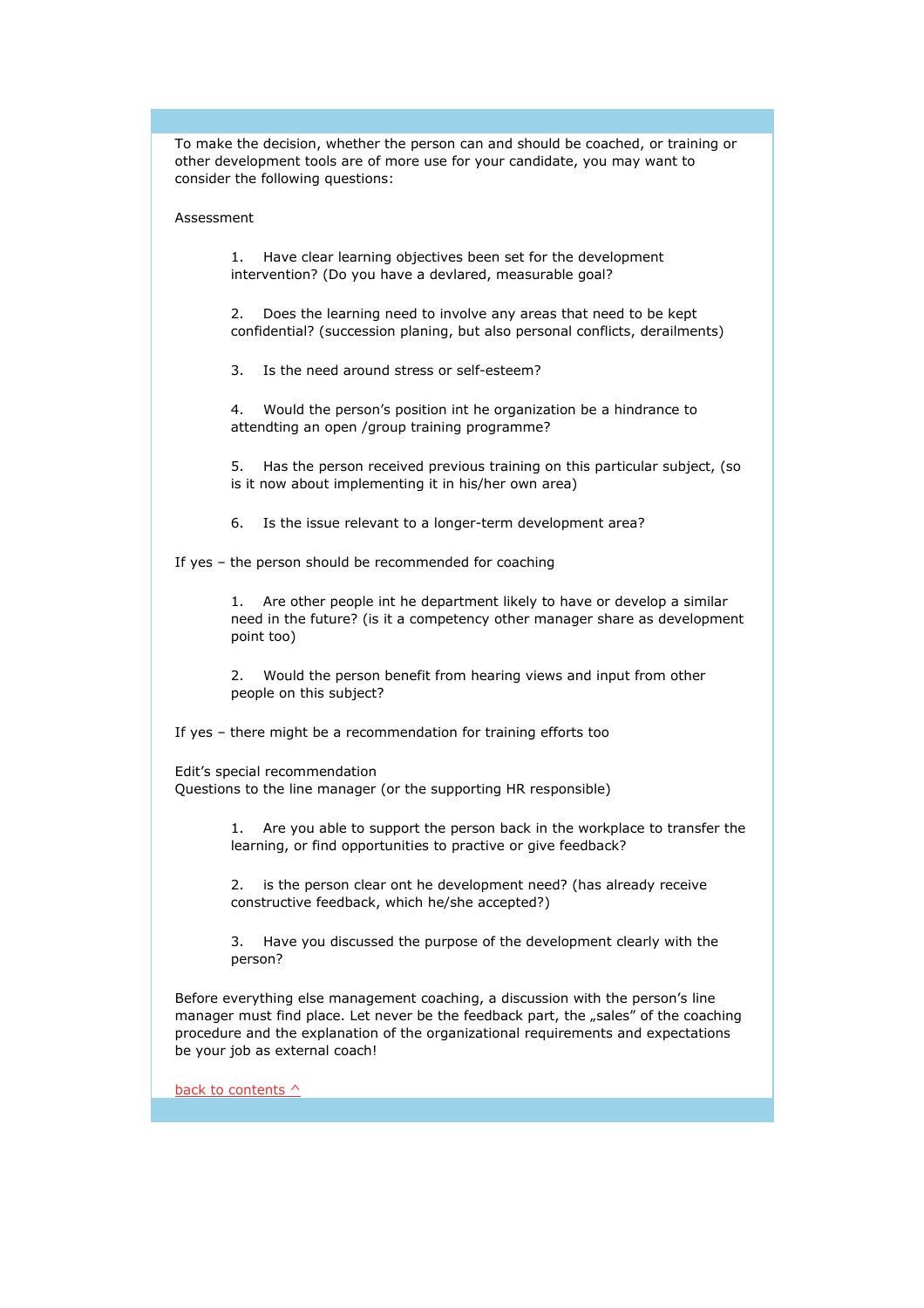To make the decision, whether the person can and should be coached, or training or other development tools are of more use for your candidate, you may want to consider the following questions:

Assessment

1. Have clear learning objectives been set for the development intervention? (Do you have a devlared, measurable goal?

2. Does the learning need to involve any areas that need to be kept confidential? (succession planing, but also personal conflicts, derailments)

3. Is the need around stress or self-esteem?

4. Would the person's position int he organization be a hindrance to attendting an open /group training programme?

5. Has the person received previous training on this particular subject, (so is it now about implementing it in his/her own area)

6. Is the issue relevant to a longer-term development area?

If yes – the person should be recommended for coaching

1. Are other people int he department likely to have or develop a similar need in the future? (is it a competency other manager share as development point too)

2. Would the person benefit from hearing views and input from other people on this subject?

If yes – there might be a recommendation for training efforts too

Edit's special recommendation
Questions to the line manager (or the supporting HR responsible)

1. Are you able to support the person back in the workplace to transfer the learning, or find opportunities to practive or give feedback?

2. is the person clear ont he development need? (has already receive constructive feedback, which he/she accepted?)

3. Have you discussed the purpose of the development clearly with the person?

Before everything else management coaching, a discussion with the person's line manager must find place. Let never be the feedback part, the „sales" of the coaching procedure and the explanation of the organizational requirements and expectations be your job as external coach!

back to contents ^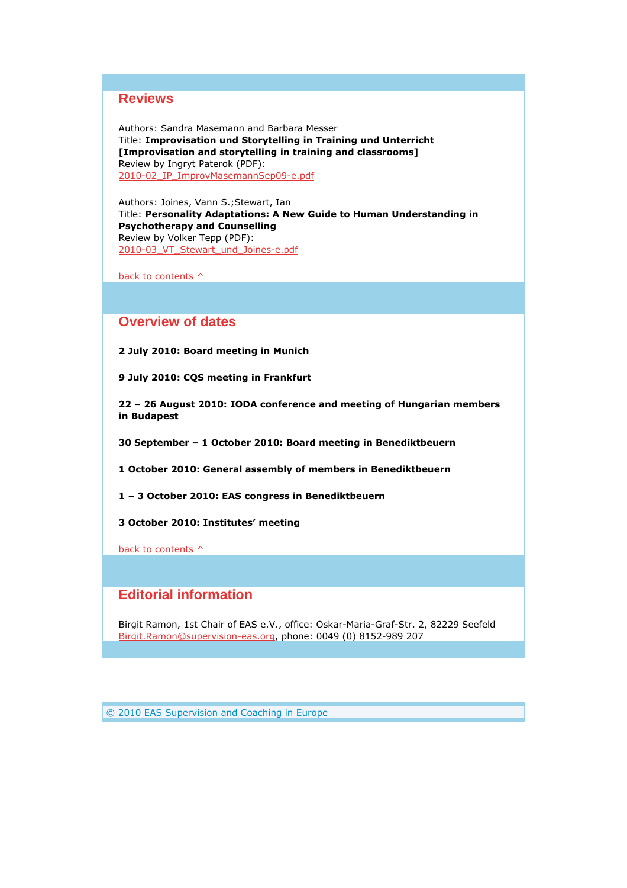## Reviews

Authors: Sandra Masemann and Barbara Messer
Title: **Improvisation und Storytelling in Training und Unterricht [Improvisation and storytelling in training and classrooms]**
Review by Ingryt Paterok (PDF):
2010-02_IP_ImprovMasemannSep09-e.pdf

Authors: Joines, Vann S.;Stewart, Ian
Title: **Personality Adaptations: A New Guide to Human Understanding in Psychotherapy and Counselling**
Review by Volker Tepp (PDF):
2010-03_VT_Stewart_und_Joines-e.pdf

back to contents ^

## Overview of dates

**2 July 2010: Board meeting in Munich**

**9 July 2010: CQS meeting in Frankfurt**

**22 – 26 August 2010: IODA conference and meeting of Hungarian members in Budapest**

**30 September – 1 October 2010: Board meeting in Benediktbeuern**

**1 October 2010: General assembly of members in Benediktbeuern**

**1 – 3 October 2010: EAS congress in Benediktbeuern**

**3 October 2010: Institutes' meeting**

back to contents ^

## Editorial information

Birgit Ramon, 1st Chair of EAS e.V., office: Oskar-Maria-Graf-Str. 2, 82229 Seefeld
Birgit.Ramon@supervision-eas.org, phone: 0049 (0) 8152-989 207

© 2010 EAS Supervision and Coaching in Europe